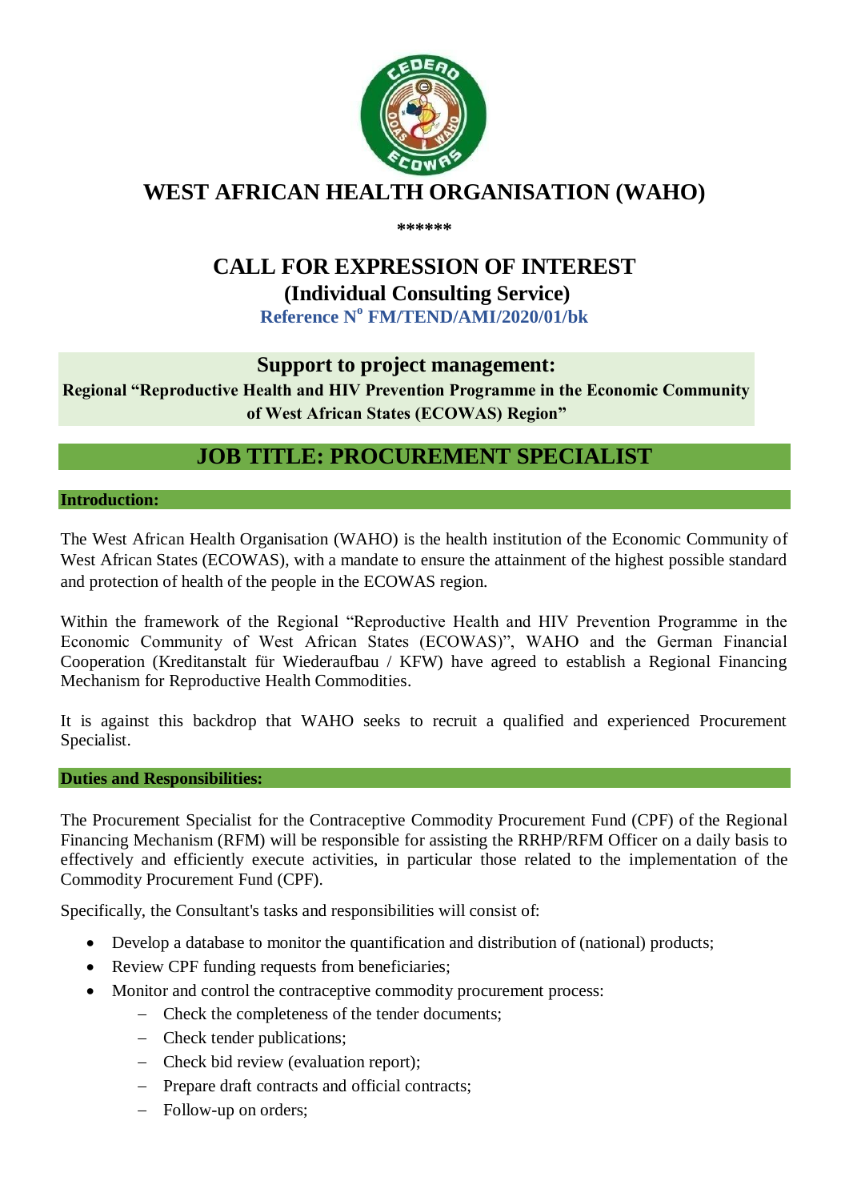# WEST AFRICAN HEALTH ORGANISATION (WAHO)

******

## CALL FOR EXPRESSION OF INTEREST

### (Individual Consulting Service)

**Reference N° FM/TEND/AMI/2020/01/bk**

**Support to project management:**

**Regional "Reproductive Health and HIV Prevention Programme in the Economic Community of West African States (ECOWAS) Region"**

## JOB TITLE: PROCUREMENT SPECIALIST

**Introduction:**

The West African Health Organisation (WAHO) is the health institution of the Economic Community of West African States (ECOWAS), with a mandate to ensure the attainment of the highest possible standard and protection of health of the people in the ECOWAS region.

Within the framework of the Regional "Reproductive Health and HIV Prevention Programme in the Economic Community of West African States (ECOWAS)", WAHO and the German Financial Cooperation (Kreditanstalt für Wiederaufbau / KFW) have agreed to establish a Regional Financing Mechanism for Reproductive Health Commodities.

It is against this backdrop that WAHO seeks to recruit a qualified and experienced Procurement Specialist.

**Duties and Responsibilities:**

The Procurement Specialist for the Contraceptive Commodity Procurement Fund (CPF) of the Regional Financing Mechanism (RFM) will be responsible for assisting the RRHP/RFM Officer on a daily basis to effectively and efficiently execute activities, in particular those related to the implementation of the Commodity Procurement Fund (CPF).

Specifically, the Consultant's tasks and responsibilities will consist of:

- Develop a database to monitor the quantification and distribution of (national) products;
- Review CPF funding requests from beneficiaries;
- Monitor and control the contraceptive commodity procurement process:
  - Check the completeness of the tender documents;
  - Check tender publications;
  - Check bid review (evaluation report);
  - Prepare draft contracts and official contracts;
  - Follow-up on orders;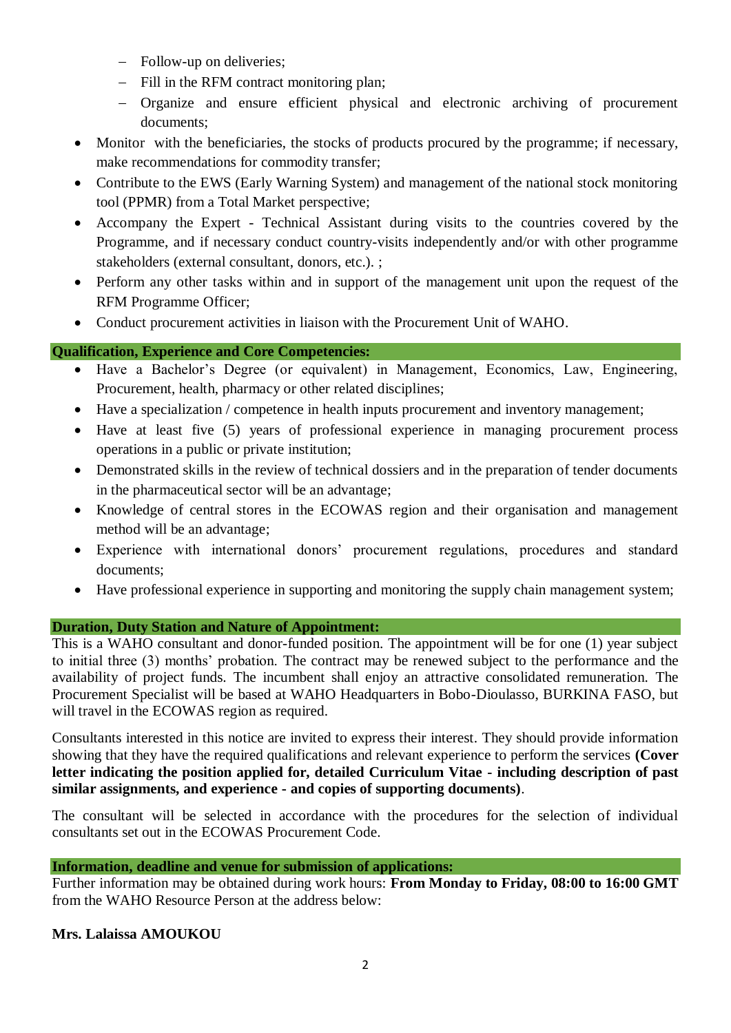- Follow-up on deliveries;
  - Fill in the RFM contract monitoring plan;
  - Organize and ensure efficient physical and electronic archiving of procurement documents;
- Monitor with the beneficiaries, the stocks of products procured by the programme; if necessary, make recommendations for commodity transfer;
- Contribute to the EWS (Early Warning System) and management of the national stock monitoring tool (PPMR) from a Total Market perspective;
- Accompany the Expert - Technical Assistant during visits to the countries covered by the Programme, and if necessary conduct country-visits independently and/or with other programme stakeholders (external consultant, donors, etc.). ;
- Perform any other tasks within and in support of the management unit upon the request of the RFM Programme Officer;
- Conduct procurement activities in liaison with the Procurement Unit of WAHO.

**Qualification, Experience and Core Competencies:**

- Have a Bachelor's Degree (or equivalent) in Management, Economics, Law, Engineering, Procurement, health, pharmacy or other related disciplines;
- Have a specialization / competence in health inputs procurement and inventory management;
- Have at least five (5) years of professional experience in managing procurement process operations in a public or private institution;
- Demonstrated skills in the review of technical dossiers and in the preparation of tender documents in the pharmaceutical sector will be an advantage;
- Knowledge of central stores in the ECOWAS region and their organisation and management method will be an advantage;
- Experience with international donors' procurement regulations, procedures and standard documents;
- Have professional experience in supporting and monitoring the supply chain management system;

**Duration, Duty Station and Nature of Appointment:**

This is a WAHO consultant and donor-funded position. The appointment will be for one (1) year subject to initial three (3) months' probation. The contract may be renewed subject to the performance and the availability of project funds. The incumbent shall enjoy an attractive consolidated remuneration. The Procurement Specialist will be based at WAHO Headquarters in Bobo-Dioulasso, BURKINA FASO, but will travel in the ECOWAS region as required.

Consultants interested in this notice are invited to express their interest. They should provide information showing that they have the required qualifications and relevant experience to perform the services **(Cover letter indicating the position applied for, detailed Curriculum Vitae - including description of past similar assignments, and experience - and copies of supporting documents)**.

The consultant will be selected in accordance with the procedures for the selection of individual consultants set out in the ECOWAS Procurement Code.

**Information, deadline and venue for submission of applications:**

Further information may be obtained during work hours: **From Monday to Friday, 08:00 to 16:00 GMT** from the WAHO Resource Person at the address below:

**Mrs. Lalaissa AMOUKOU**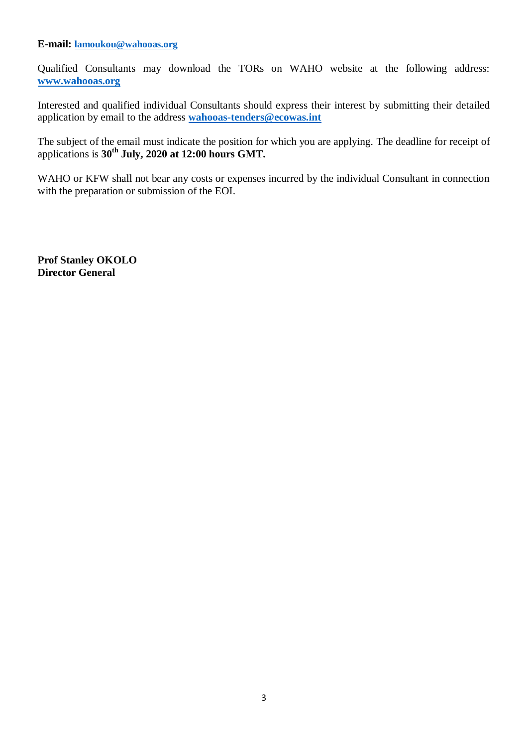**E-mail:** lamoukou@wahooas.org

Qualified Consultants may download the TORs on WAHO website at the following address: **www.wahooas.org**

Interested and qualified individual Consultants should express their interest by submitting their detailed application by email to the address **wahooas-tenders@ecowas.int**

The subject of the email must indicate the position for which you are applying. The deadline for receipt of applications is **30th July, 2020 at 12:00 hours GMT.**

WAHO or KFW shall not bear any costs or expenses incurred by the individual Consultant in connection with the preparation or submission of the EOI.

**Prof Stanley OKOLO**
**Director General**